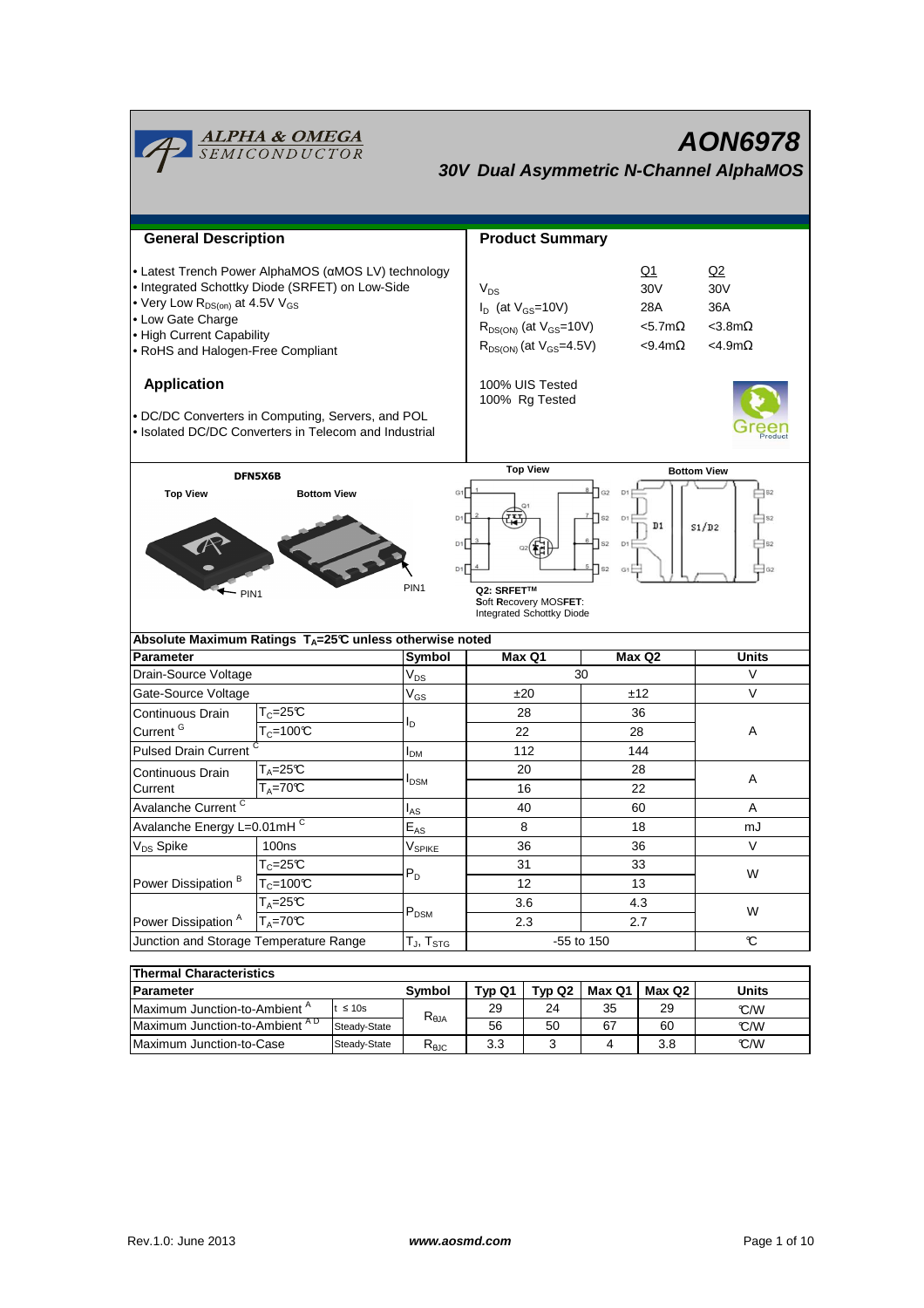# AON6978

## 30V Dual Asymmetric N-Channel AlphaMOS

## General Description

- Latest Trench Power AlphaMOS (αMOS LV) technology
- Integrated Schottky Diode (SRFET) on Low-Side
- Very Low $R_{DS(on)}$ at 4.5V $V_{GS}$
- Low Gate Charge
- High Current Capability
- RoHS and Halogen-Free Compliant

## Application

- DC/DC Converters in Computing, Servers, and POL
- Isolated DC/DC Converters in Telecom and Industrial

## Product Summary

| | Q1 | Q2 |
|---|---|---|
| $V_{DS}$ | 30V | 30V |
| $I_D$ (at $V_{GS}$=10V) | 28A | 36A |
| $R_{DS(ON)}$ (at $V_{GS}$=10V) | <5.7mΩ | <3.8mΩ |
| $R_{DS(ON)}$ (at $V_{GS}$=4.5V) | <9.4mΩ | <4.9mΩ |

100% UIS Tested
100% Rg Tested

DFN5X6B

Top View    Bottom View

PIN1

Top View    Bottom View

Q2: SRFET™
**S**oft **R**ecovery MOS**FET**: Integrated Schottky Diode

## Absolute Maximum Ratings $T_A$=25°C unless otherwise noted

| Parameter | | Symbol | Max Q1 | Max Q2 | Units |
|---|---|---|---|---|---|
| Drain-Source Voltage | | $V_{DS}$ | 30 | | V |
| Gate-Source Voltage | | $V_{GS}$ | ±20 | ±12 | V |
| Continuous Drain Current [G] | $T_C$=25°C | $I_D$ | 28 | 36 | A |
| | $T_C$=100°C | | 22 | 28 | |
| Pulsed Drain Current [C] | | $I_{DM}$ | 112 | 144 | |
| Continuous Drain Current | $T_A$=25°C | $I_{DSM}$ | 20 | 28 | A |
| | $T_A$=70°C | | 16 | 22 | |
| Avalanche Current [C] | | $I_{AS}$ | 40 | 60 | A |
| Avalanche Energy L=0.01mH [C] | | $E_{AS}$ | 8 | 18 | mJ |
| $V_{DS}$ Spike | 100ns | $V_{SPIKE}$ | 36 | 36 | V |
| Power Dissipation [B] | $T_C$=25°C | $P_D$ | 31 | 33 | W |
| | $T_C$=100°C | | 12 | 13 | |
| Power Dissipation [A] | $T_A$=25°C | $P_{DSM}$ | 3.6 | 4.3 | W |
| | $T_A$=70°C | | 2.3 | 2.7 | |
| Junction and Storage Temperature Range | | $T_J$, $T_{STG}$ | -55 to 150 | | °C |

## Thermal Characteristics

| Parameter | | Symbol | Typ Q1 | Typ Q2 | Max Q1 | Max Q2 | Units |
|---|---|---|---|---|---|---|---|
| Maximum Junction-to-Ambient [A] | t ≤ 10s | $R_{\theta JA}$ | 29 | 24 | 35 | 29 | °C/W |
| Maximum Junction-to-Ambient [A D] | Steady-State | | 56 | 50 | 67 | 60 | °C/W |
| Maximum Junction-to-Case | Steady-State | $R_{\theta JC}$ | 3.3 | 3 | 4 | 3.8 | °C/W |

Rev.1.0: June 2013    www.aosmd.com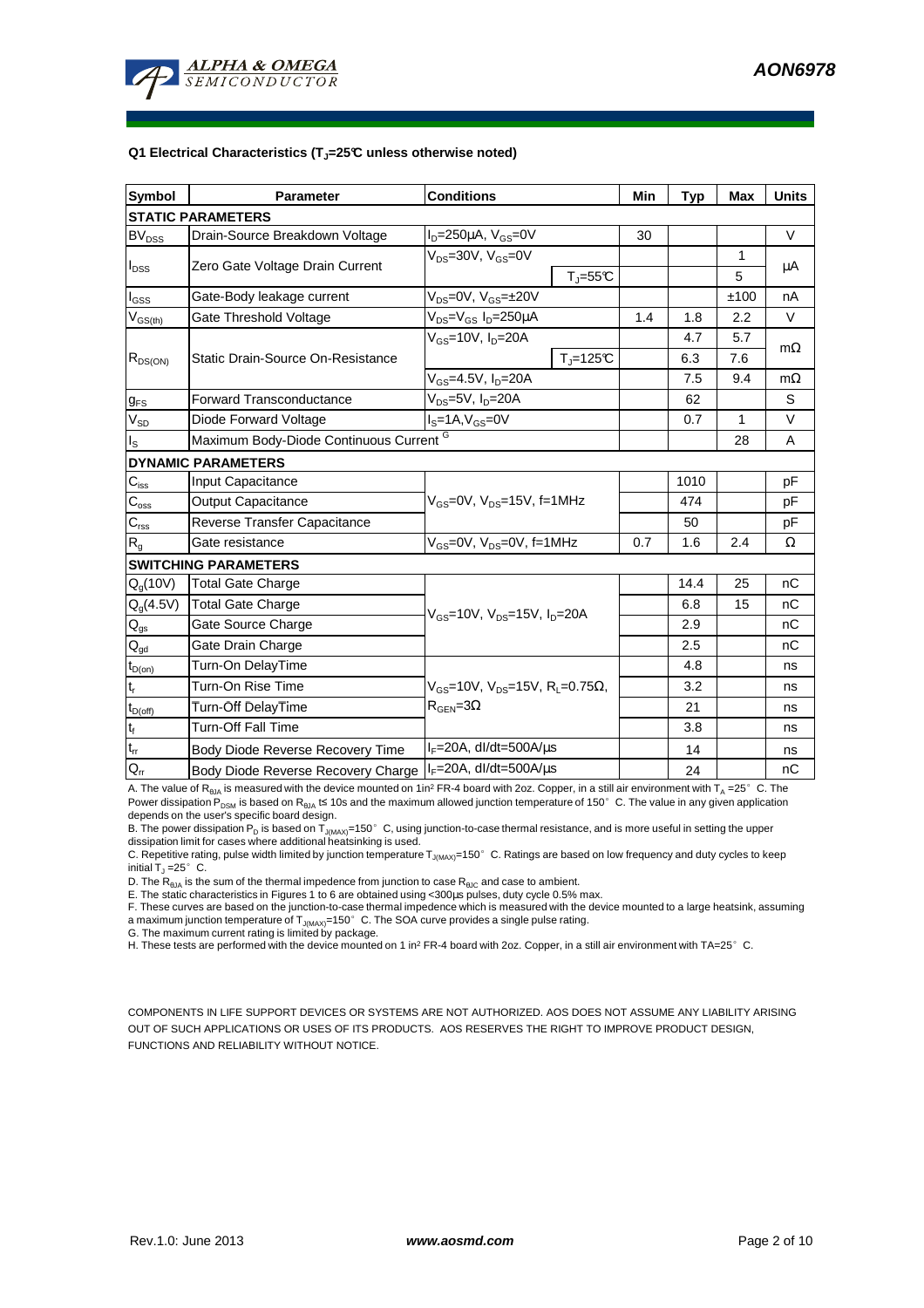**Q1 Electrical Characteristics ($T_J$=25°C unless otherwise noted)**

| Symbol | Parameter | Conditions | | Min | Typ | Max | Units |
|---|---|---|---|---|---|---|---|
| **STATIC PARAMETERS** | | | | | | | |
| $BV_{DSS}$ | Drain-Source Breakdown Voltage | $I_D$=250µA, $V_{GS}$=0V | | 30 | | | V |
| $I_{DSS}$ | Zero Gate Voltage Drain Current | $V_{DS}$=30V, $V_{GS}$=0V | | | | 1 | µA |
| | | | $T_J$=55°C | | | 5 | |
| $I_{GSS}$ | Gate-Body leakage current | $V_{DS}$=0V, $V_{GS}$=±20V | | | | ±100 | nA |
| $V_{GS(th)}$ | Gate Threshold Voltage | $V_{DS}$=$V_{GS}$ $I_D$=250µA | | 1.4 | 1.8 | 2.2 | V |
| $R_{DS(ON)}$ | Static Drain-Source On-Resistance | $V_{GS}$=10V, $I_D$=20A | | | 4.7 | 5.7 | mΩ |
| | | | $T_J$=125°C | | 6.3 | 7.6 | |
| | | $V_{GS}$=4.5V, $I_D$=20A | | | 7.5 | 9.4 | mΩ |
| $g_{FS}$ | Forward Transconductance | $V_{DS}$=5V, $I_D$=20A | | | 62 | | S |
| $V_{SD}$ | Diode Forward Voltage | $I_S$=1A,$V_{GS}$=0V | | | 0.7 | 1 | V |
| $I_S$ | Maximum Body-Diode Continuous Current [G] | | | | | 28 | A |
| **DYNAMIC PARAMETERS** | | | | | | | |
| $C_{iss}$ | Input Capacitance | $V_{GS}$=0V, $V_{DS}$=15V, f=1MHz | | | 1010 | | pF |
| $C_{oss}$ | Output Capacitance | | | | 474 | | pF |
| $C_{rss}$ | Reverse Transfer Capacitance | | | | 50 | | pF |
| $R_g$ | Gate resistance | $V_{GS}$=0V, $V_{DS}$=0V, f=1MHz | | 0.7 | 1.6 | 2.4 | Ω |
| **SWITCHING PARAMETERS** | | | | | | | |
| $Q_g$(10V) | Total Gate Charge | $V_{GS}$=10V, $V_{DS}$=15V, $I_D$=20A | | | 14.4 | 25 | nC |
| $Q_g$(4.5V) | Total Gate Charge | | | | 6.8 | 15 | nC |
| $Q_{gs}$ | Gate Source Charge | | | | 2.9 | | nC |
| $Q_{gd}$ | Gate Drain Charge | | | | 2.5 | | nC |
| $t_{D(on)}$ | Turn-On DelayTime | $V_{GS}$=10V, $V_{DS}$=15V, $R_L$=0.75Ω, $R_{GEN}$=3Ω | | | 4.8 | | ns |
| $t_r$ | Turn-On Rise Time | | | | 3.2 | | ns |
| $t_{D(off)}$ | Turn-Off DelayTime | | | | 21 | | ns |
| $t_f$ | Turn-Off Fall Time | | | | 3.8 | | ns |
| $t_{rr}$ | Body Diode Reverse Recovery Time | $I_F$=20A, dI/dt=500A/µs | | | 14 | | ns |
| $Q_{rr}$ | Body Diode Reverse Recovery Charge | $I_F$=20A, dI/dt=500A/µs | | | 24 | | nC |

A. The value of $R_{\theta JA}$ is measured with the device mounted on 1in² FR-4 board with 2oz. Copper, in a still air environment with $T_A$ =25° C. The Power dissipation $P_{DSM}$ is based on $R_{\theta JA}$ t≤ 10s and the maximum allowed junction temperature of 150° C. The value in any given application depends on the user's specific board design.

B. The power dissipation $P_D$ is based on $T_{J(MAX)}$=150° C, using junction-to-case thermal resistance, and is more useful in setting the upper dissipation limit for cases where additional heatsinking is used.

C. Repetitive rating, pulse width limited by junction temperature $T_{J(MAX)}$=150° C. Ratings are based on low frequency and duty cycles to keep initial $T_J$ =25° C.

D. The $R_{\theta JA}$ is the sum of the thermal impedence from junction to case $R_{\theta JC}$ and case to ambient.

E. The static characteristics in Figures 1 to 6 are obtained using <300µs pulses, duty cycle 0.5% max.

F. These curves are based on the junction-to-case thermal impedence which is measured with the device mounted to a large heatsink, assuming a maximum junction temperature of $T_{J(MAX)}$=150° C. The SOA curve provides a single pulse rating.

G. The maximum current rating is limited by package.

H. These tests are performed with the device mounted on 1 in² FR-4 board with 2oz. Copper, in a still air environment with TA=25° C.

COMPONENTS IN LIFE SUPPORT DEVICES OR SYSTEMS ARE NOT AUTHORIZED. AOS DOES NOT ASSUME ANY LIABILITY ARISING OUT OF SUCH APPLICATIONS OR USES OF ITS PRODUCTS. AOS RESERVES THE RIGHT TO IMPROVE PRODUCT DESIGN, FUNCTIONS AND RELIABILITY WITHOUT NOTICE.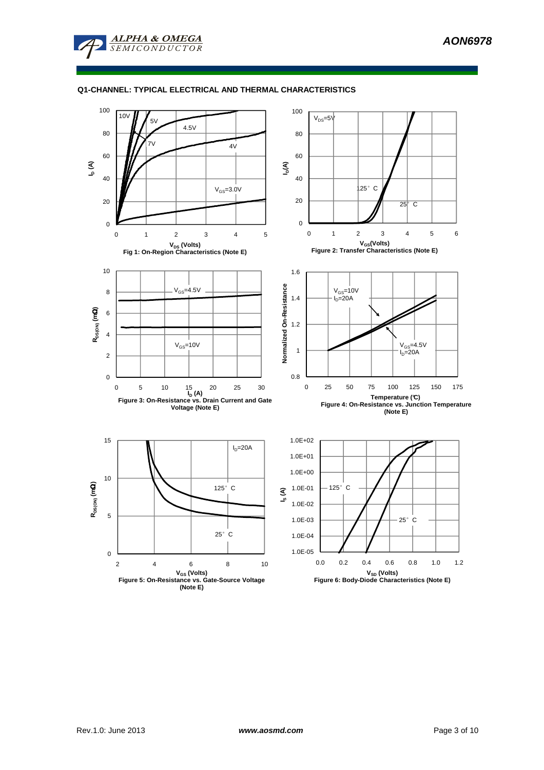## Q1-CHANNEL: TYPICAL ELECTRICAL AND THERMAL CHARACTERISTICS

Fig 1: On-Region Characteristics (Note E)

Figure 2: Transfer Characteristics (Note E)

Figure 3: On-Resistance vs. Drain Current and Gate Voltage (Note E)

Figure 4: On-Resistance vs. Junction Temperature (Note E)

Figure 5: On-Resistance vs. Gate-Source Voltage (Note E)

Figure 6: Body-Diode Characteristics (Note E)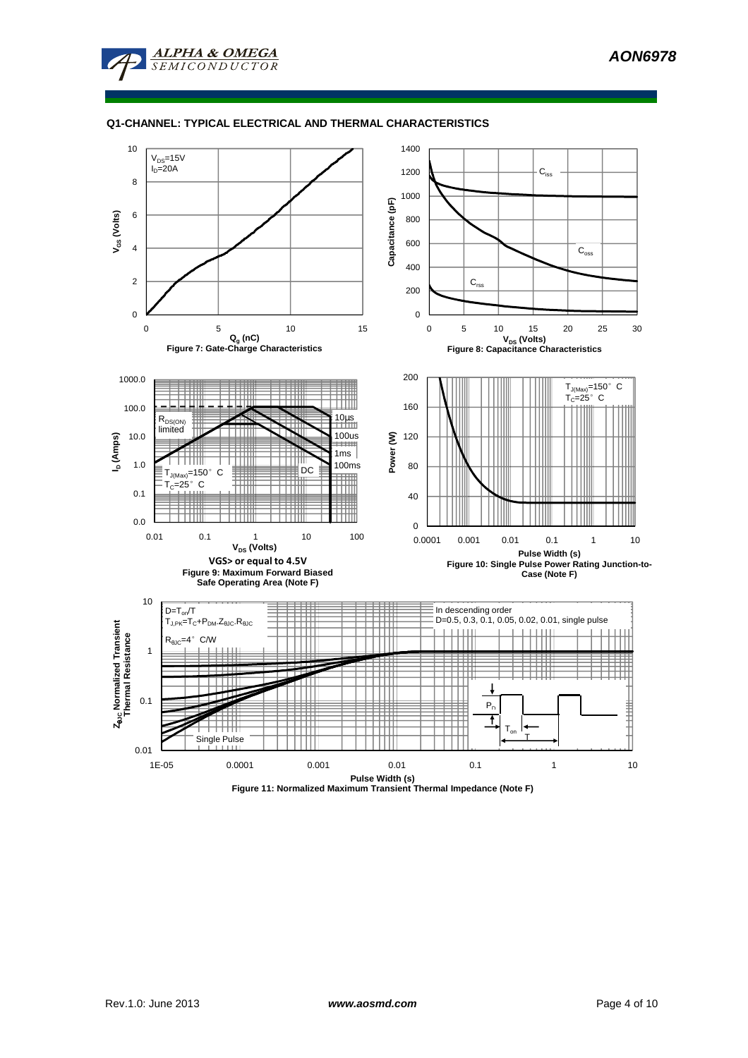## Q1-CHANNEL: TYPICAL ELECTRICAL AND THERMAL CHARACTERISTICS

$V_{DS}$=15V
$I_D$=20A

Figure 7: Gate-Charge Characteristics

Figure 8: Capacitance Characteristics

VGS> or equal to 4.5V

Figure 9: Maximum Forward Biased Safe Operating Area (Note F)

Figure 10: Single Pulse Power Rating Junction-to-Case (Note F)

$D=T_{on}/T$
$T_{J,PK}=T_C+P_{DM}.Z_{\theta JC}.R_{\theta JC}$
$R_{\theta JC}$=4° C/W

In descending order
D=0.5, 0.3, 0.1, 0.05, 0.02, 0.01, single pulse

Figure 11: Normalized Maximum Transient Thermal Impedance (Note F)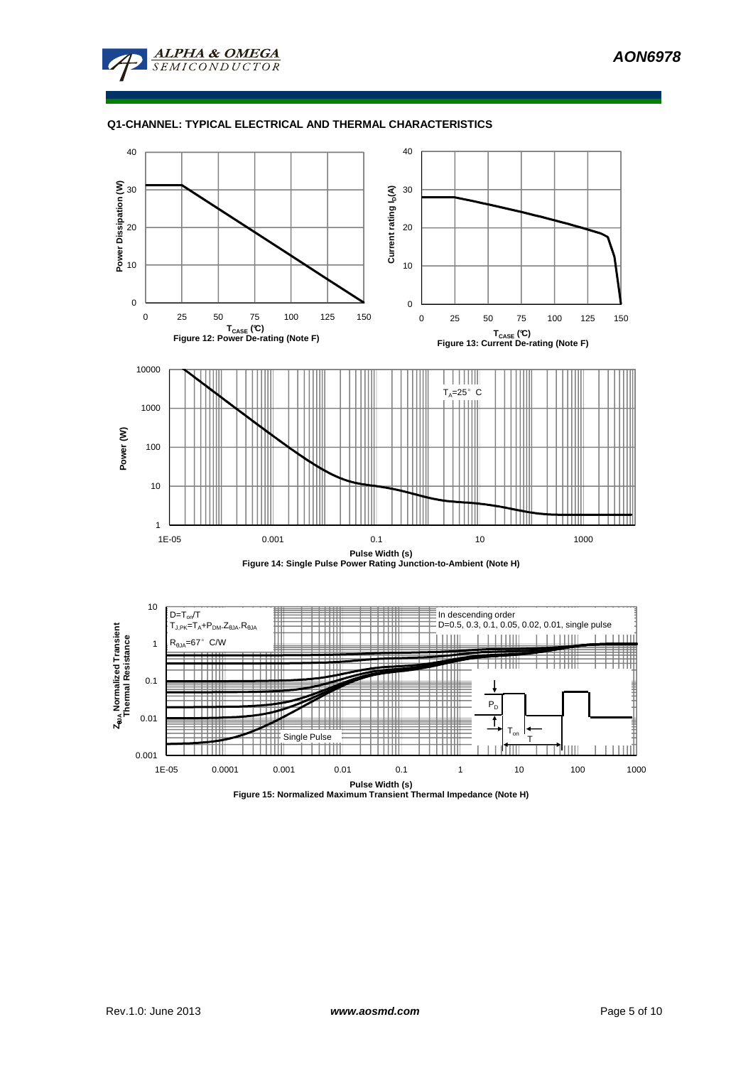## Q1-CHANNEL: TYPICAL ELECTRICAL AND THERMAL CHARACTERISTICS

Figure 12: Power De-rating (Note F)

Figure 13: Current De-rating (Note F)

Figure 14: Single Pulse Power Rating Junction-to-Ambient (Note H)

Figure 15: Normalized Maximum Transient Thermal Impedance (Note H)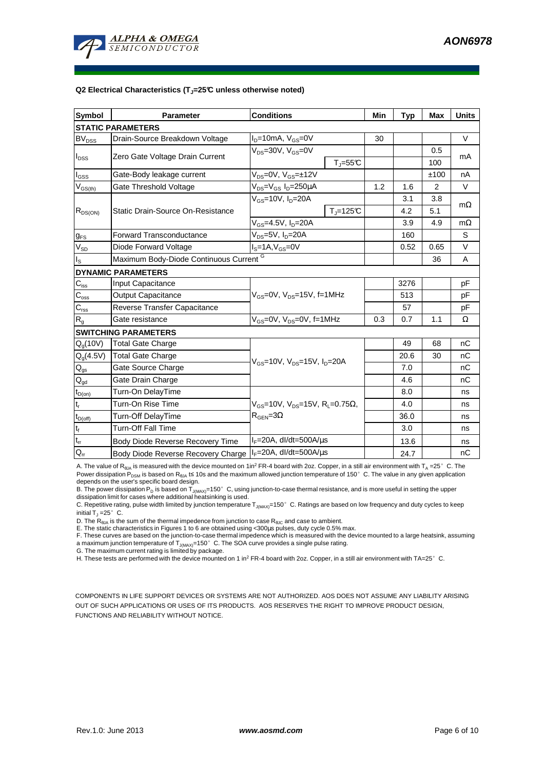### Q2 Electrical Characteristics ($T_J$=25°C unless otherwise noted)

| Symbol | Parameter | Conditions | | Min | Typ | Max | Units |
|---|---|---|---|---|---|---|---|
| **STATIC PARAMETERS** | | | | | | | |
| $BV_{DSS}$ | Drain-Source Breakdown Voltage | $I_D$=10mA, $V_{GS}$=0V | | 30 | | | V |
| $I_{DSS}$ | Zero Gate Voltage Drain Current | $V_{DS}$=30V, $V_{GS}$=0V | | | | 0.5 | mA |
| | | | $T_J$=55°C | | | 100 | |
| $I_{GSS}$ | Gate-Body leakage current | $V_{DS}$=0V, $V_{GS}$=±12V | | | | ±100 | nA |
| $V_{GS(th)}$ | Gate Threshold Voltage | $V_{DS}$=$V_{GS}$ $I_D$=250µA | | 1.2 | 1.6 | 2 | V |
| $R_{DS(ON)}$ | Static Drain-Source On-Resistance | $V_{GS}$=10V, $I_D$=20A | | | 3.1 | 3.8 | mΩ |
| | | | $T_J$=125°C | | 4.2 | 5.1 | |
| | | $V_{GS}$=4.5V, $I_D$=20A | | | 3.9 | 4.9 | mΩ |
| $g_{FS}$ | Forward Transconductance | $V_{DS}$=5V, $I_D$=20A | | | 160 | | S |
| $V_{SD}$ | Diode Forward Voltage | $I_S$=1A,$V_{GS}$=0V | | | 0.52 | 0.65 | V |
| $I_S$ | Maximum Body-Diode Continuous Current [G] | | | | | 36 | A |
| **DYNAMIC PARAMETERS** | | | | | | | |
| $C_{iss}$ | Input Capacitance | $V_{GS}$=0V, $V_{DS}$=15V, f=1MHz | | | 3276 | | pF |
| $C_{oss}$ | Output Capacitance | | | | 513 | | pF |
| $C_{rss}$ | Reverse Transfer Capacitance | | | | 57 | | pF |
| $R_g$ | Gate resistance | $V_{GS}$=0V, $V_{DS}$=0V, f=1MHz | | 0.3 | 0.7 | 1.1 | Ω |
| **SWITCHING PARAMETERS** | | | | | | | |
| $Q_g$(10V) | Total Gate Charge | $V_{GS}$=10V, $V_{DS}$=15V, $I_D$=20A | | | 49 | 68 | nC |
| $Q_g$(4.5V) | Total Gate Charge | | | | 20.6 | 30 | nC |
| $Q_{gs}$ | Gate Source Charge | | | | 7.0 | | nC |
| $Q_{gd}$ | Gate Drain Charge | | | | 4.6 | | nC |
| $t_{D(on)}$ | Turn-On DelayTime | $V_{GS}$=10V, $V_{DS}$=15V, $R_L$=0.75Ω, $R_{GEN}$=3Ω | | | 8.0 | | ns |
| $t_r$ | Turn-On Rise Time | | | | 4.0 | | ns |
| $t_{D(off)}$ | Turn-Off DelayTime | | | | 36.0 | | ns |
| $t_f$ | Turn-Off Fall Time | | | | 3.0 | | ns |
| $t_{rr}$ | Body Diode Reverse Recovery Time | $I_F$=20A, dI/dt=500A/µs | | | 13.6 | | ns |
| $Q_{rr}$ | Body Diode Reverse Recovery Charge | $I_F$=20A, dI/dt=500A/µs | | | 24.7 | | nC |

A. The value of $R_{\theta JA}$ is measured with the device mounted on 1in² FR-4 board with 2oz. Copper, in a still air environment with $T_A$ =25° C. The Power dissipation $P_{DSM}$ is based on $R_{\theta JA}$ t≤ 10s and the maximum allowed junction temperature of 150° C. The value in any given application depends on the user's specific board design.
B. The power dissipation $P_D$ is based on $T_{J(MAX)}$=150° C, using junction-to-case thermal resistance, and is more useful in setting the upper dissipation limit for cases where additional heatsinking is used.
C. Repetitive rating, pulse width limited by junction temperature $T_{J(MAX)}$=150° C. Ratings are based on low frequency and duty cycles to keep initial $T_J$ =25° C.
D. The $R_{\theta JA}$ is the sum of the thermal impedence from junction to case $R_{\theta JC}$ and case to ambient.
E. The static characteristics in Figures 1 to 6 are obtained using <300µs pulses, duty cycle 0.5% max.
F. These curves are based on the junction-to-case thermal impedence which is measured with the device mounted to a large heatsink, assuming a maximum junction temperature of $T_{J(MAX)}$=150° C. The SOA curve provides a single pulse rating.
G. The maximum current rating is limited by package.
H. These tests are performed with the device mounted on 1 in² FR-4 board with 2oz. Copper, in a still air environment with TA=25° C.

COMPONENTS IN LIFE SUPPORT DEVICES OR SYSTEMS ARE NOT AUTHORIZED. AOS DOES NOT ASSUME ANY LIABILITY ARISING OUT OF SUCH APPLICATIONS OR USES OF ITS PRODUCTS. AOS RESERVES THE RIGHT TO IMPROVE PRODUCT DESIGN, FUNCTIONS AND RELIABILITY WITHOUT NOTICE.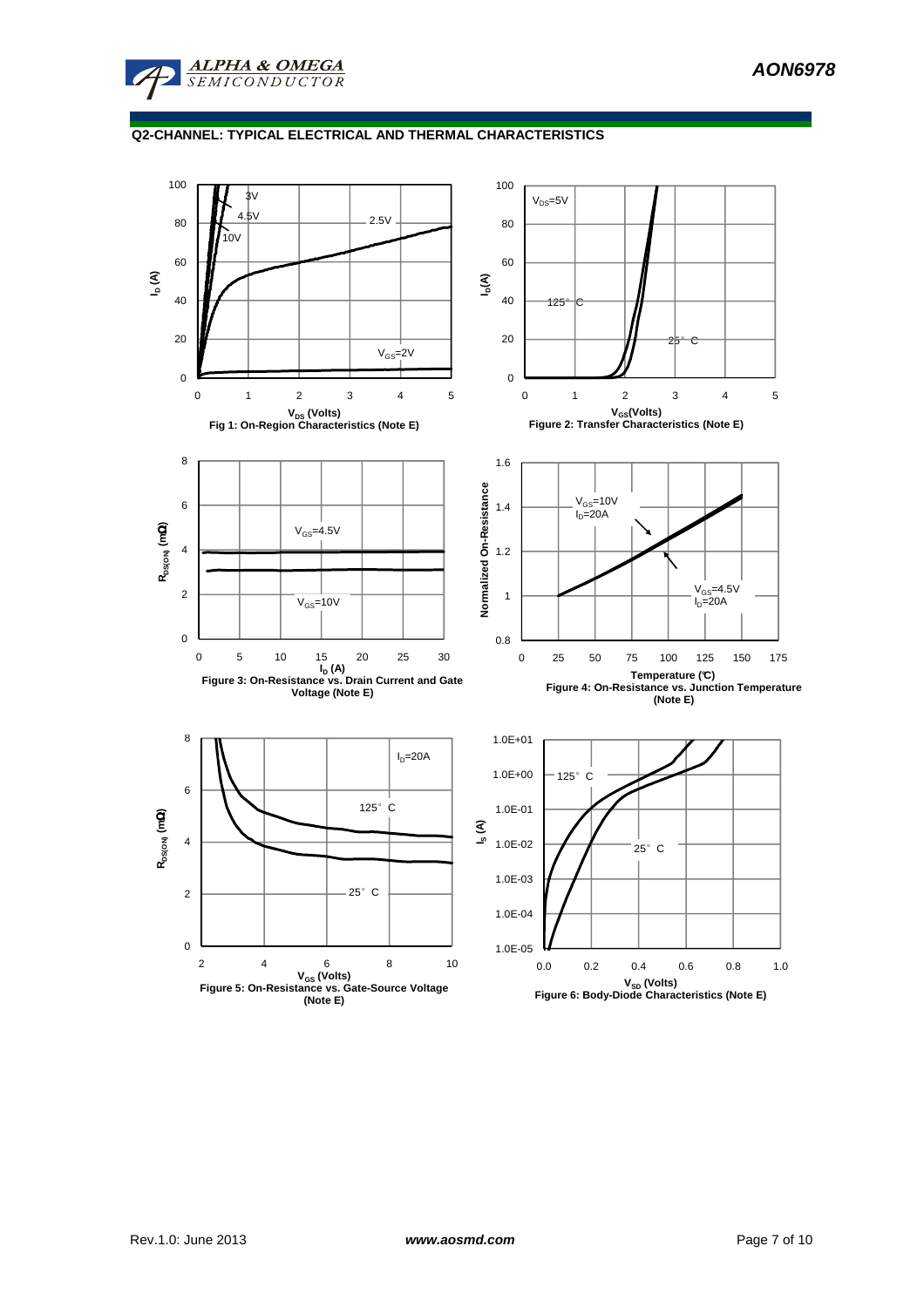## Q2-CHANNEL: TYPICAL ELECTRICAL AND THERMAL CHARACTERISTICS

Fig 1: On-Region Characteristics (Note E)

Figure 2: Transfer Characteristics (Note E)

Figure 3: On-Resistance vs. Drain Current and Gate Voltage (Note E)

Figure 4: On-Resistance vs. Junction Temperature (Note E)

Figure 5: On-Resistance vs. Gate-Source Voltage (Note E)

Figure 6: Body-Diode Characteristics (Note E)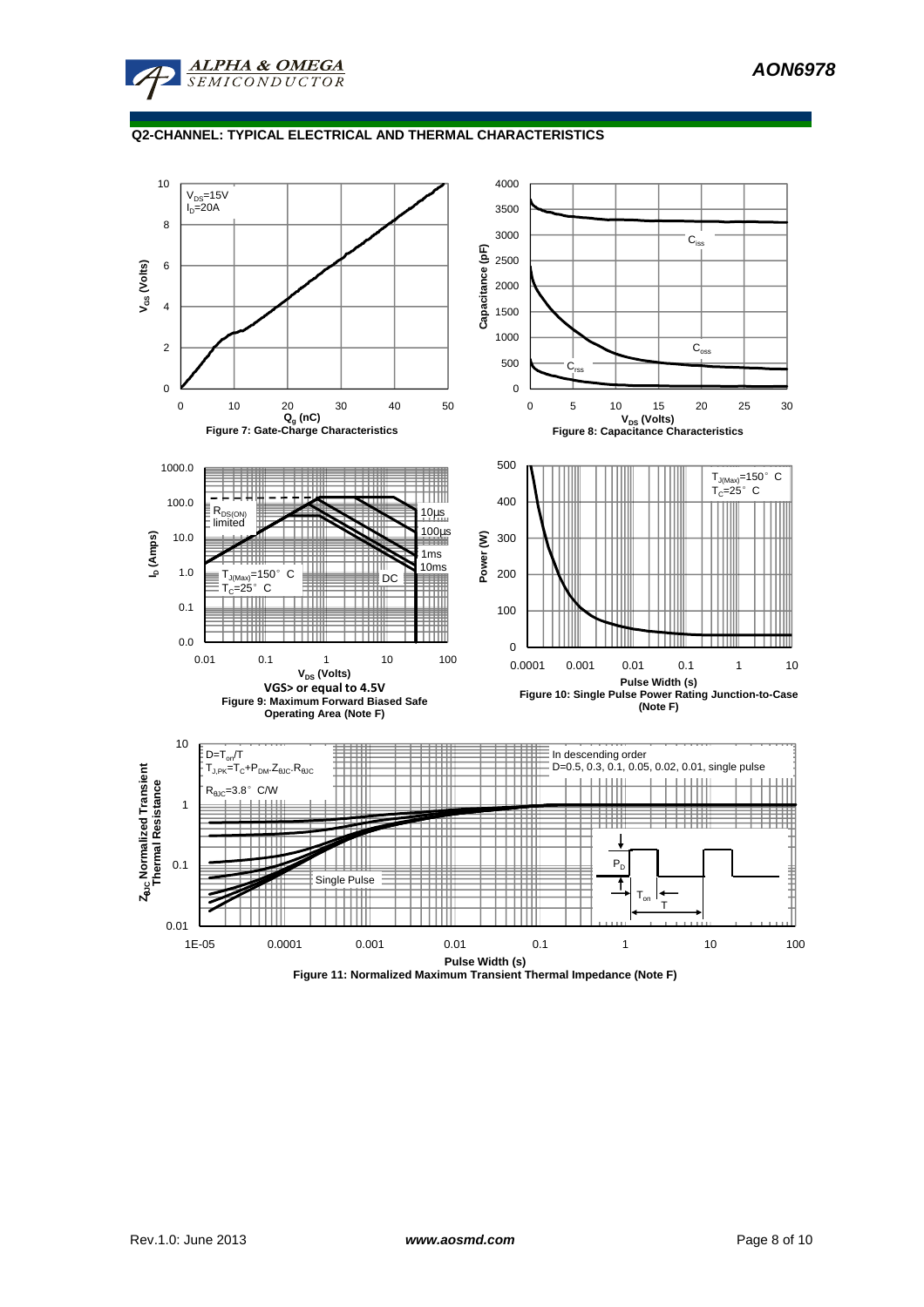## Q2-CHANNEL: TYPICAL ELECTRICAL AND THERMAL CHARACTERISTICS

$V_{DS}$=15V
$I_D$=20A

$V_{GS}$ (Volts)

$Q_g$ (nC)

**Figure 7: Gate-Charge Characteristics**

$C_{iss}$

$C_{oss}$

$C_{rss}$

Capacitance (pF)

$V_{DS}$ (Volts)

**Figure 8: Capacitance Characteristics**

$R_{DS(ON)}$ limited

10µs

100µs

1ms

10ms

DC

$T_{J(Max)}$=150° C
$T_C$=25° C

$I_D$ (Amps)

$V_{DS}$ (Volts)

**VGS> or equal to 4.5V**

**Figure 9: Maximum Forward Biased Safe Operating Area (Note F)**

$T_{J(Max)}$=150° C
$T_C$=25° C

Power (W)

Pulse Width (s)

**Figure 10: Single Pulse Power Rating Junction-to-Case (Note F)**

D=$T_{on}$/T
$T_{J,PK}$=$T_C$+$P_{DM}$.$Z_{\theta JC}$.$R_{\theta JC}$

$R_{\theta JC}$=3.8° C/W

In descending order
D=0.5, 0.3, 0.1, 0.05, 0.02, 0.01, single pulse

Single Pulse

$P_D$

$T_{on}$

T

$Z_{\theta JC}$ Normalized Transient Thermal Resistance

Pulse Width (s)

**Figure 11: Normalized Maximum Transient Thermal Impedance (Note F)**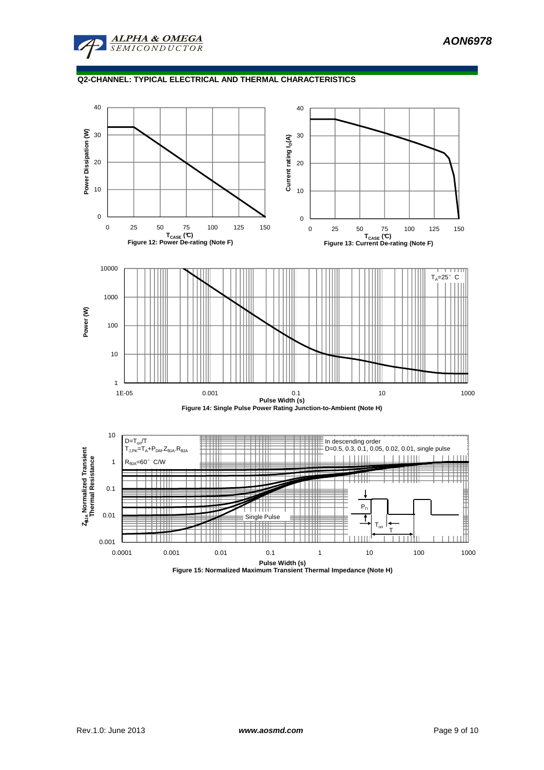## Q2-CHANNEL: TYPICAL ELECTRICAL AND THERMAL CHARACTERISTICS

Figure 12: Power De-rating (Note F)

Figure 13: Current De-rating (Note F)

Figure 14: Single Pulse Power Rating Junction-to-Ambient (Note H)

Figure 15: Normalized Maximum Transient Thermal Impedance (Note H)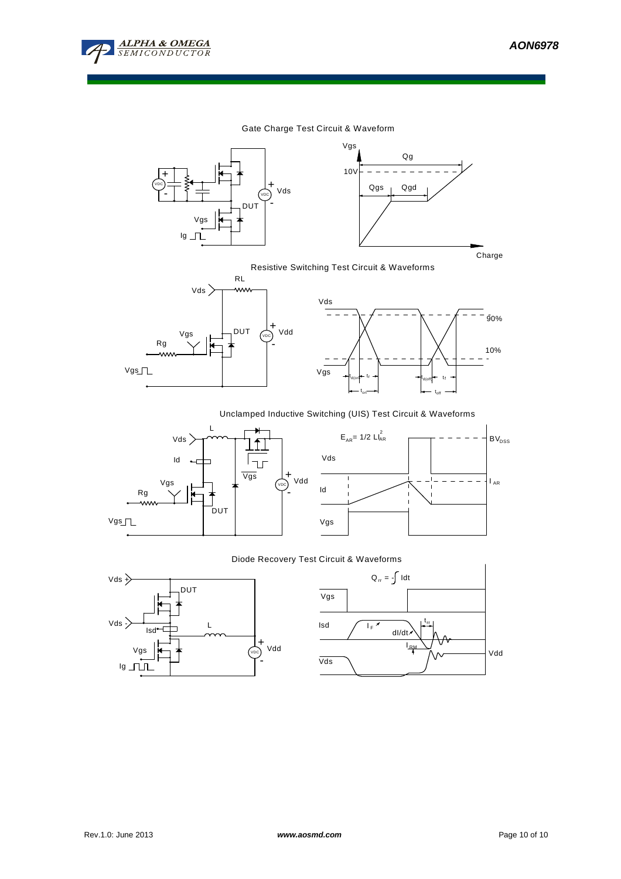## Gate Charge Test Circuit & Waveform

Vgs
Qg
10V
Qgs
Qgd
Charge
VDC
Vds
DUT
Vgs
Ig

## Resistive Switching Test Circuit & Waveforms

RL
Vds
Vgs
Rg
DUT
VDC
Vdd
Vgs
Vds
90%
10%
Vgs
$t_{d(on)}$
$t_r$
$t_{on}$
$t_{d(off)}$
$t_f$
$t_{off}$

## Unclamped Inductive Switching (UIS) Test Circuit & Waveforms

L
Vds
Id
Vgs
Vgs
Rg
DUT
Vgs
VDC
Vdd

$E_{AR}= 1/2\ LI_{AR}^2$

$BV_{DSS}$
Vds
Id
$I_{AR}$
Vgs

## Diode Recovery Test Circuit & Waveforms

Vds +
DUT
Vds -
Isd
L
Vgs
Ig
VDC
Vdd

$Q_{rr} = -\int Idt$

Vgs
Isd
$I_F$
dI/dt
$t_{rr}$
$I_{RM}$
Vds
Vdd